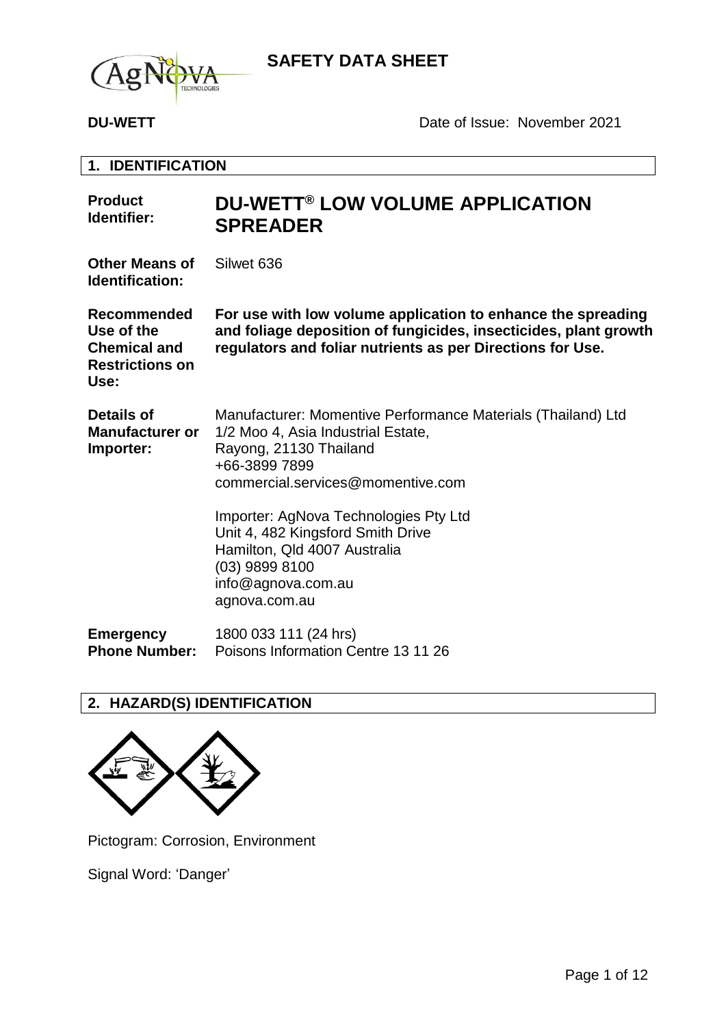# SAFETY DATA SHEET

**DU-WETT** Date of Issue: November 2021

## 1. IDENTIFICATION

| | |
|---|---|
| **Product Identifier:** | **DU-WETT® LOW VOLUME APPLICATION SPREADER** |
| **Other Means of Identification:** | Silwet 636 |
| **Recommended Use of the Chemical and Restrictions on Use:** | **For use with low volume application to enhance the spreading and foliage deposition of fungicides, insecticides, plant growth regulators and foliar nutrients as per Directions for Use.** |
| **Details of Manufacturer or Importer:** | Manufacturer: Momentive Performance Materials (Thailand) Ltd<br>1/2 Moo 4, Asia Industrial Estate,<br>Rayong, 21130 Thailand<br>+66-3899 7899<br>commercial.services@momentive.com<br><br>Importer: AgNova Technologies Pty Ltd<br>Unit 4, 482 Kingsford Smith Drive<br>Hamilton, Qld 4007 Australia<br>(03) 9899 8100<br>info@agnova.com.au<br>agnova.com.au |
| **Emergency Phone Number:** | 1800 033 111 (24 hrs)<br>Poisons Information Centre 13 11 26 |

## 2. HAZARD(S) IDENTIFICATION

Pictogram: Corrosion, Environment

Signal Word: 'Danger'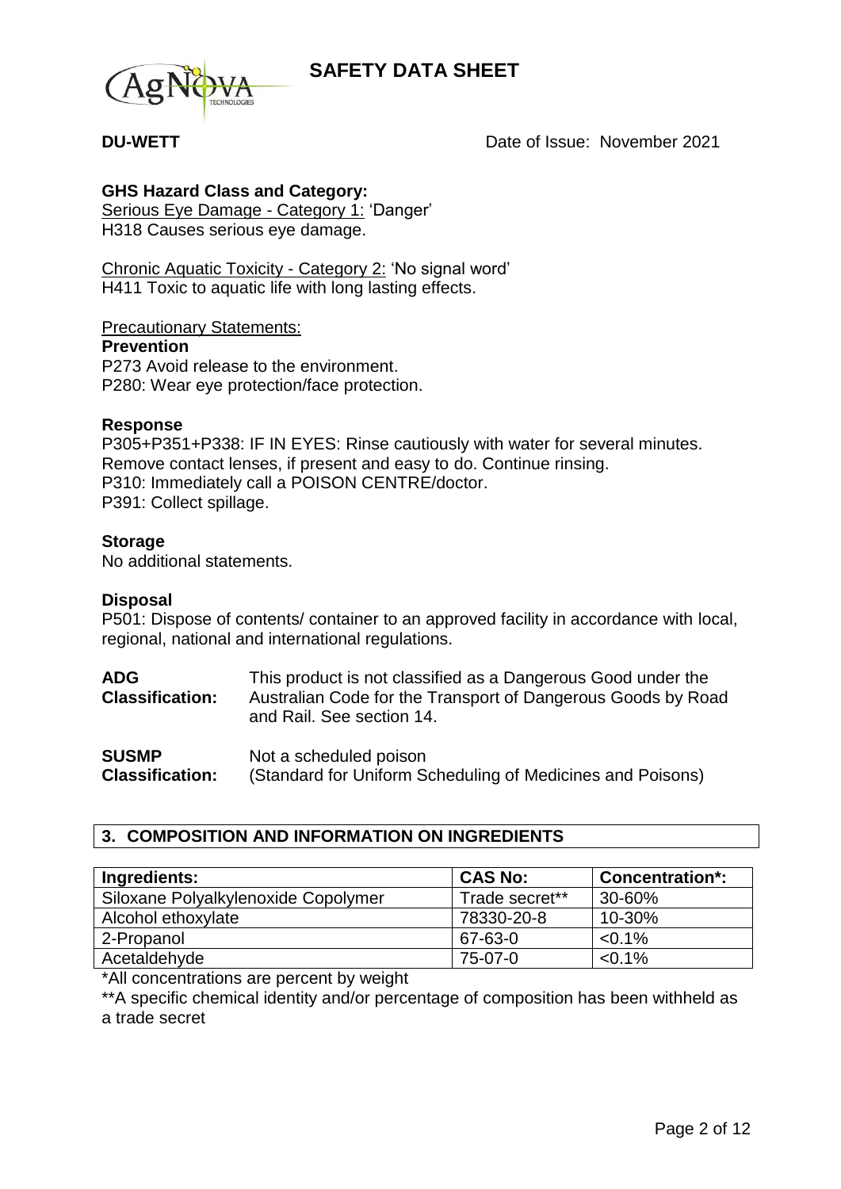**DU-WETT** Date of Issue: November 2021

**GHS Hazard Class and Category:**

Serious Eye Damage - Category 1: 'Danger'
H318 Causes serious eye damage.

Chronic Aquatic Toxicity - Category 2: 'No signal word'
H411 Toxic to aquatic life with long lasting effects.

Precautionary Statements:

**Prevention**

P273 Avoid release to the environment.
P280: Wear eye protection/face protection.

**Response**

P305+P351+P338: IF IN EYES: Rinse cautiously with water for several minutes. Remove contact lenses, if present and easy to do. Continue rinsing.
P310: Immediately call a POISON CENTRE/doctor.
P391: Collect spillage.

**Storage**

No additional statements.

**Disposal**

P501: Dispose of contents/ container to an approved facility in accordance with local, regional, national and international regulations.

**ADG Classification:** This product is not classified as a Dangerous Good under the Australian Code for the Transport of Dangerous Goods by Road and Rail. See section 14.

**SUSMP Classification:** Not a scheduled poison (Standard for Uniform Scheduling of Medicines and Poisons)

## 3. COMPOSITION AND INFORMATION ON INGREDIENTS

| Ingredients: | CAS No: | Concentration*: |
|---|---|---|
| Siloxane Polyalkylenoxide Copolymer | Trade secret** | 30-60% |
| Alcohol ethoxylate | 78330-20-8 | 10-30% |
| 2-Propanol | 67-63-0 | <0.1% |
| Acetaldehyde | 75-07-0 | <0.1% |

*All concentrations are percent by weight

**A specific chemical identity and/or percentage of composition has been withheld as a trade secret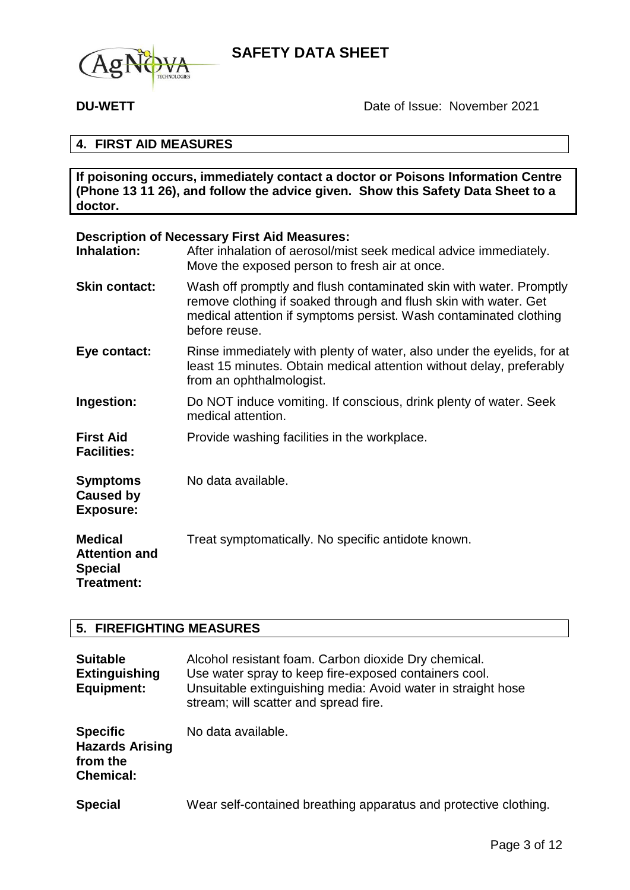## 4. FIRST AID MEASURES

**If poisoning occurs, immediately contact a doctor or Poisons Information Centre (Phone 13 11 26), and follow the advice given. Show this Safety Data Sheet to a doctor.**

**Description of Necessary First Aid Measures:**

**Inhalation:** After inhalation of aerosol/mist seek medical advice immediately. Move the exposed person to fresh air at once.

**Skin contact:** Wash off promptly and flush contaminated skin with water. Promptly remove clothing if soaked through and flush skin with water. Get medical attention if symptoms persist. Wash contaminated clothing before reuse.

**Eye contact:** Rinse immediately with plenty of water, also under the eyelids, for at least 15 minutes. Obtain medical attention without delay, preferably from an ophthalmologist.

**Ingestion:** Do NOT induce vomiting. If conscious, drink plenty of water. Seek medical attention.

**First Aid Facilities:** Provide washing facilities in the workplace.

**Symptoms Caused by Exposure:** No data available.

**Medical Attention and Special Treatment:** Treat symptomatically. No specific antidote known.

## 5. FIREFIGHTING MEASURES

**Suitable Extinguishing Equipment:** Alcohol resistant foam. Carbon dioxide Dry chemical. Use water spray to keep fire-exposed containers cool. Unsuitable extinguishing media: Avoid water in straight hose stream; will scatter and spread fire.

**Specific Hazards Arising from the Chemical:** No data available.

**Special** Wear self-contained breathing apparatus and protective clothing.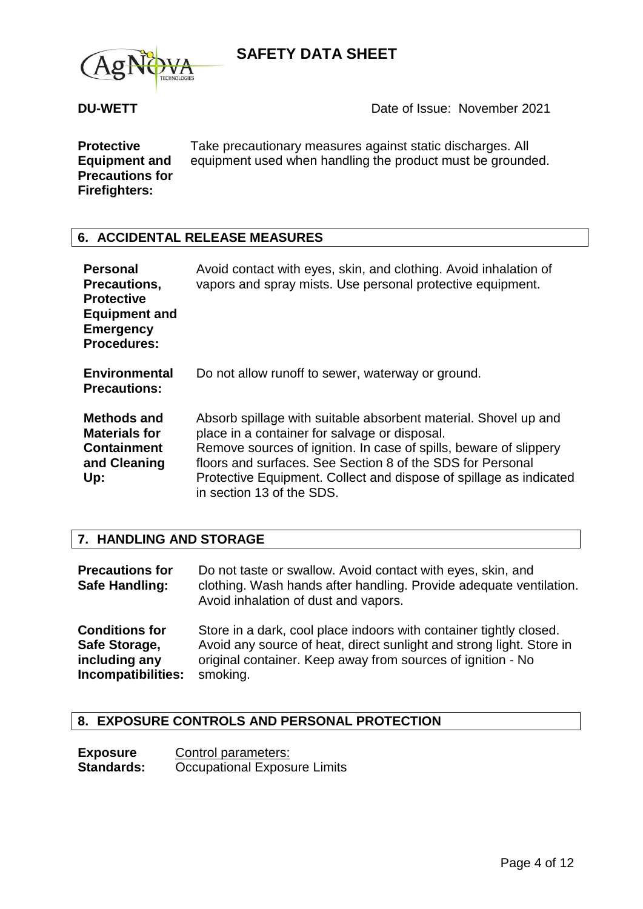**DU-WETT** Date of Issue: November 2021

**Protective Equipment and Precautions for Firefighters:** Take precautionary measures against static discharges. All equipment used when handling the product must be grounded.

## 6. ACCIDENTAL RELEASE MEASURES

**Personal Precautions, Protective Equipment and Emergency Procedures:** Avoid contact with eyes, skin, and clothing. Avoid inhalation of vapors and spray mists. Use personal protective equipment.

**Environmental Precautions:** Do not allow runoff to sewer, waterway or ground.

**Methods and Materials for Containment and Cleaning Up:** Absorb spillage with suitable absorbent material. Shovel up and place in a container for salvage or disposal.
Remove sources of ignition. In case of spills, beware of slippery floors and surfaces. See Section 8 of the SDS for Personal Protective Equipment. Collect and dispose of spillage as indicated in section 13 of the SDS.

## 7. HANDLING AND STORAGE

**Precautions for Safe Handling:** Do not taste or swallow. Avoid contact with eyes, skin, and clothing. Wash hands after handling. Provide adequate ventilation. Avoid inhalation of dust and vapors.

**Conditions for Safe Storage, including any Incompatibilities:** Store in a dark, cool place indoors with container tightly closed. Avoid any source of heat, direct sunlight and strong light. Store in original container. Keep away from sources of ignition - No smoking.

## 8. EXPOSURE CONTROLS AND PERSONAL PROTECTION

**Exposure Standards:** Control parameters:
Occupational Exposure Limits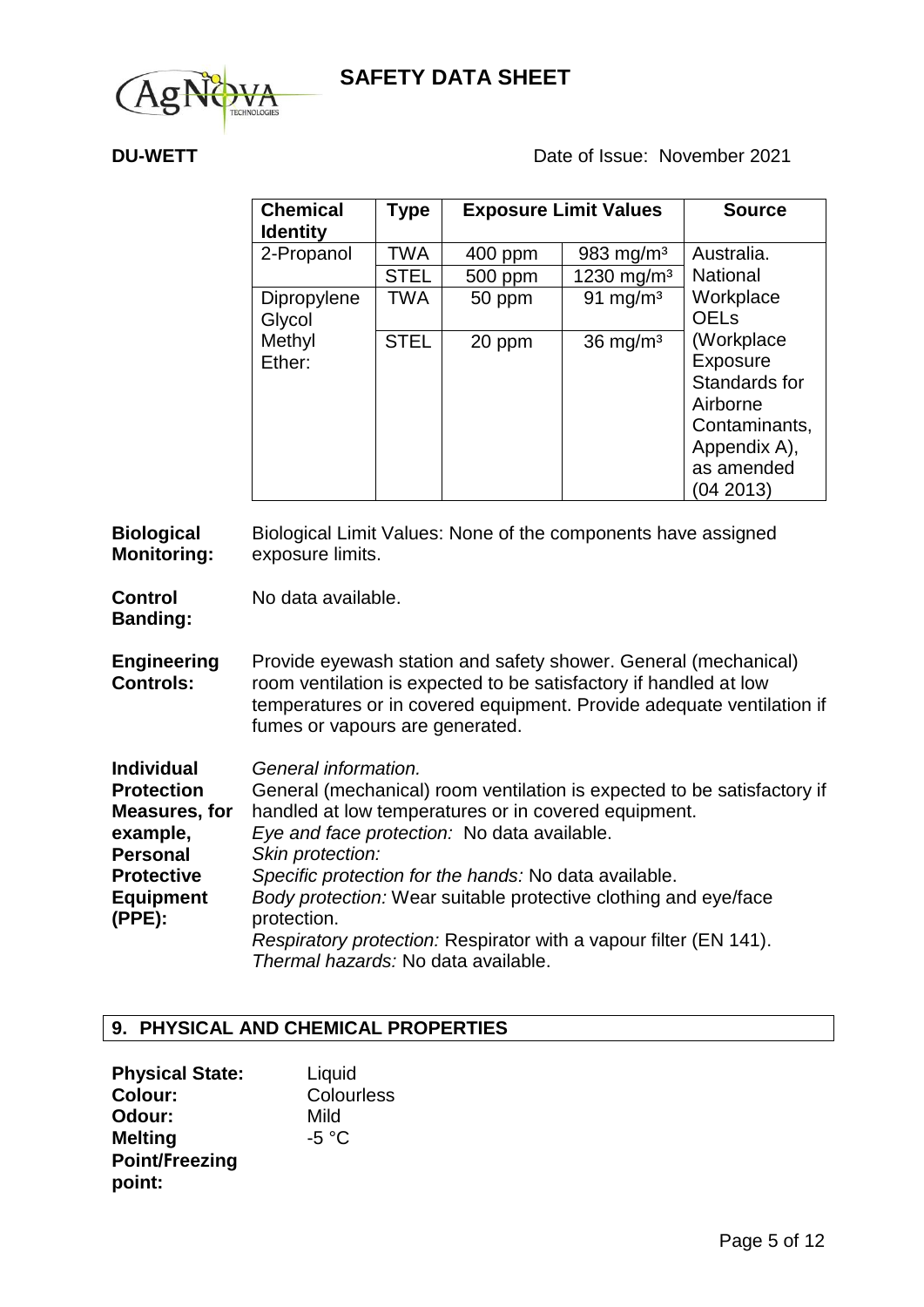**DU-WETT** Date of Issue: November 2021

| Chemical Identity | Type | Exposure Limit Values | | Source |
|---|---|---|---|---|
| 2-Propanol | TWA | 400 ppm | 983 mg/m³ | Australia. National Workplace OELs (Workplace Exposure Standards for Airborne Contaminants, Appendix A), as amended (04 2013) |
| | STEL | 500 ppm | 1230 mg/m³ | |
| Dipropylene Glycol Methyl Ether: | TWA | 50 ppm | 91 mg/m³ | |
| | STEL | 20 ppm | 36 mg/m³ | |

**Biological Monitoring:** Biological Limit Values: None of the components have assigned exposure limits.

**Control Banding:** No data available.

**Engineering Controls:** Provide eyewash station and safety shower. General (mechanical) room ventilation is expected to be satisfactory if handled at low temperatures or in covered equipment. Provide adequate ventilation if fumes or vapours are generated.

**Individual Protection Measures, for example, Personal Protective Equipment (PPE):**
*General information.*
General (mechanical) room ventilation is expected to be satisfactory if handled at low temperatures or in covered equipment.
*Eye and face protection:* No data available.
*Skin protection:*
*Specific protection for the hands:* No data available.
*Body protection:* Wear suitable protective clothing and eye/face protection.
*Respiratory protection:* Respirator with a vapour filter (EN 141).
*Thermal hazards:* No data available.

## 9. PHYSICAL AND CHEMICAL PROPERTIES

**Physical State:** Liquid
**Colour:** Colourless
**Odour:** Mild
**Melting Point/Freezing point:** -5 °C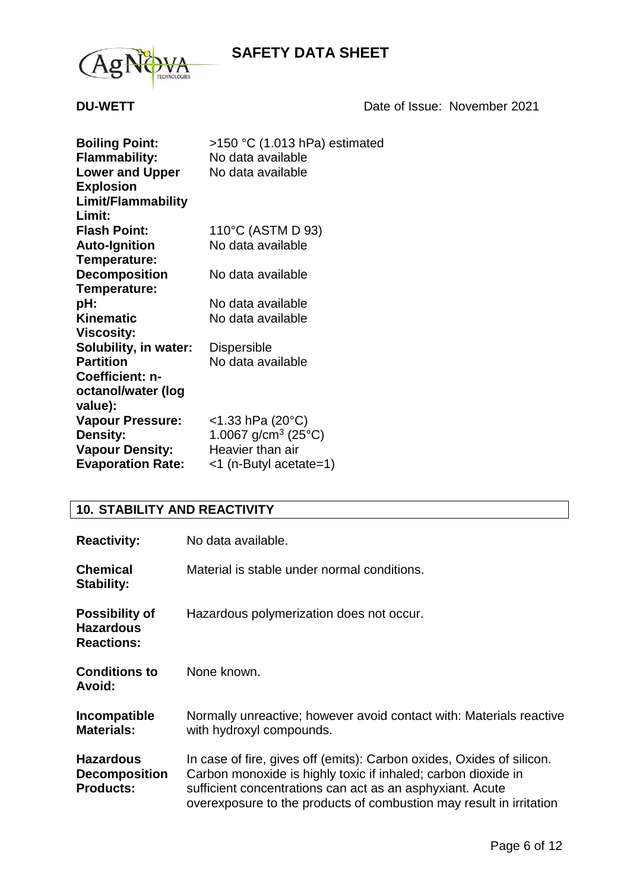**DU-WETT** Date of Issue: November 2021

| | |
|---|---|
| **Boiling Point:** | >150 °C (1.013 hPa) estimated |
| **Flammability:** | No data available |
| **Lower and Upper Explosion Limit/Flammability Limit:** | No data available |
| **Flash Point:** | 110°C (ASTM D 93) |
| **Auto-Ignition Temperature:** | No data available |
| **Decomposition Temperature:** | No data available |
| **pH:** | No data available |
| **Kinematic Viscosity:** | No data available |
| **Solubility, in water:** | Dispersible |
| **Partition Coefficient: n-octanol/water (log value):** | No data available |
| **Vapour Pressure:** | <1.33 hPa (20°C) |
| **Density:** | 1.0067 $g/cm^3$ (25°C) |
| **Vapour Density:** | Heavier than air |
| **Evaporation Rate:** | <1 (n-Butyl acetate=1) |

## 10. STABILITY AND REACTIVITY

**Reactivity:** No data available.

**Chemical Stability:** Material is stable under normal conditions.

**Possibility of Hazardous Reactions:** Hazardous polymerization does not occur.

**Conditions to Avoid:** None known.

**Incompatible Materials:** Normally unreactive; however avoid contact with: Materials reactive with hydroxyl compounds.

**Hazardous Decomposition Products:** In case of fire, gives off (emits): Carbon oxides, Oxides of silicon. Carbon monoxide is highly toxic if inhaled; carbon dioxide in sufficient concentrations can act as an asphyxiant. Acute overexposure to the products of combustion may result in irritation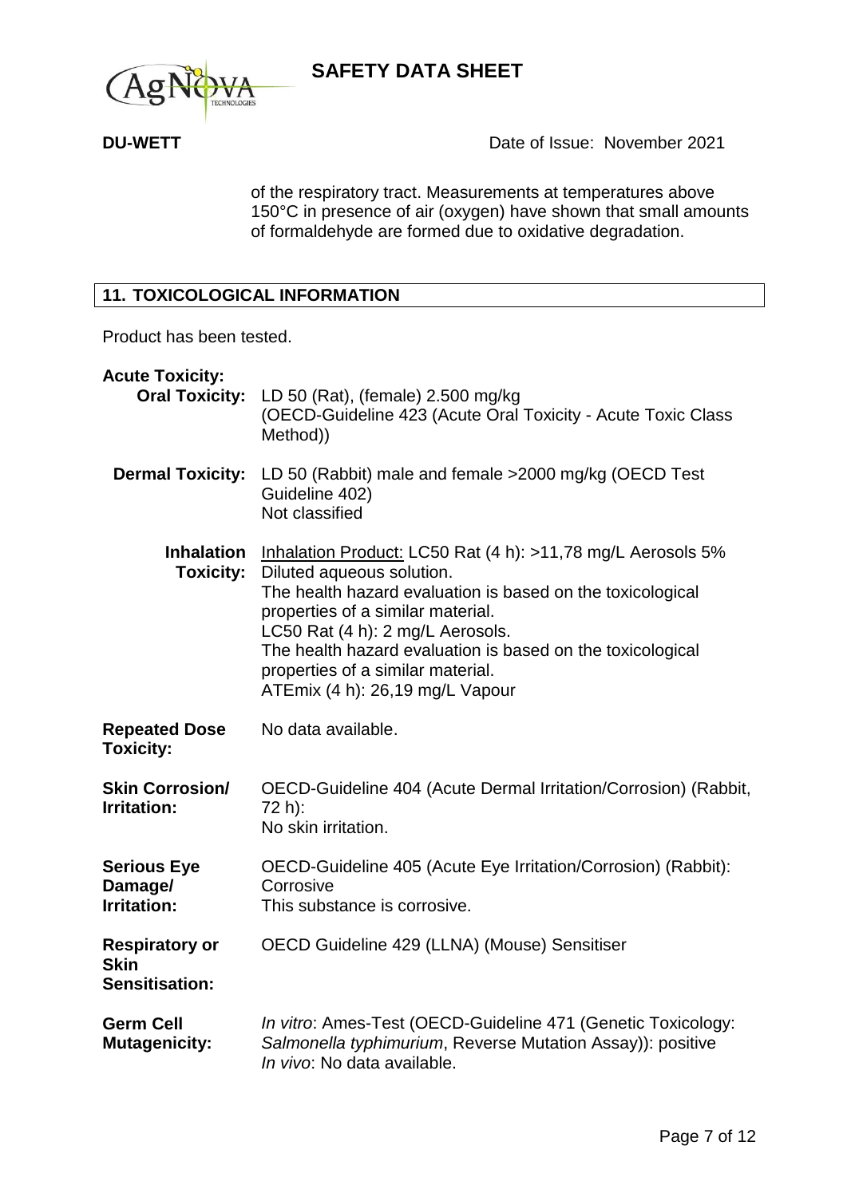of the respiratory tract. Measurements at temperatures above 150°C in presence of air (oxygen) have shown that small amounts of formaldehyde are formed due to oxidative degradation.

## 11. TOXICOLOGICAL INFORMATION

Product has been tested.

**Acute Toxicity:**

**Oral Toxicity:** LD 50 (Rat), (female) 2.500 mg/kg (OECD-Guideline 423 (Acute Oral Toxicity - Acute Toxic Class Method))

**Dermal Toxicity:** LD 50 (Rabbit) male and female >2000 mg/kg (OECD Test Guideline 402)
Not classified

**Inhalation Toxicity:** Inhalation Product: LC50 Rat (4 h): >11,78 mg/L Aerosols 5% Diluted aqueous solution.
The health hazard evaluation is based on the toxicological properties of a similar material.
LC50 Rat (4 h): 2 mg/L Aerosols.
The health hazard evaluation is based on the toxicological properties of a similar material.
ATEmix (4 h): 26,19 mg/L Vapour

**Repeated Dose Toxicity:** No data available.

**Skin Corrosion/ Irritation:** OECD-Guideline 404 (Acute Dermal Irritation/Corrosion) (Rabbit, 72 h):
No skin irritation.

**Serious Eye Damage/ Irritation:** OECD-Guideline 405 (Acute Eye Irritation/Corrosion) (Rabbit): Corrosive
This substance is corrosive.

**Respiratory or Skin Sensitisation:** OECD Guideline 429 (LLNA) (Mouse) Sensitiser

**Germ Cell Mutagenicity:** *In vitro*: Ames-Test (OECD-Guideline 471 (Genetic Toxicology: *Salmonella typhimurium*, Reverse Mutation Assay)): positive
*In vivo*: No data available.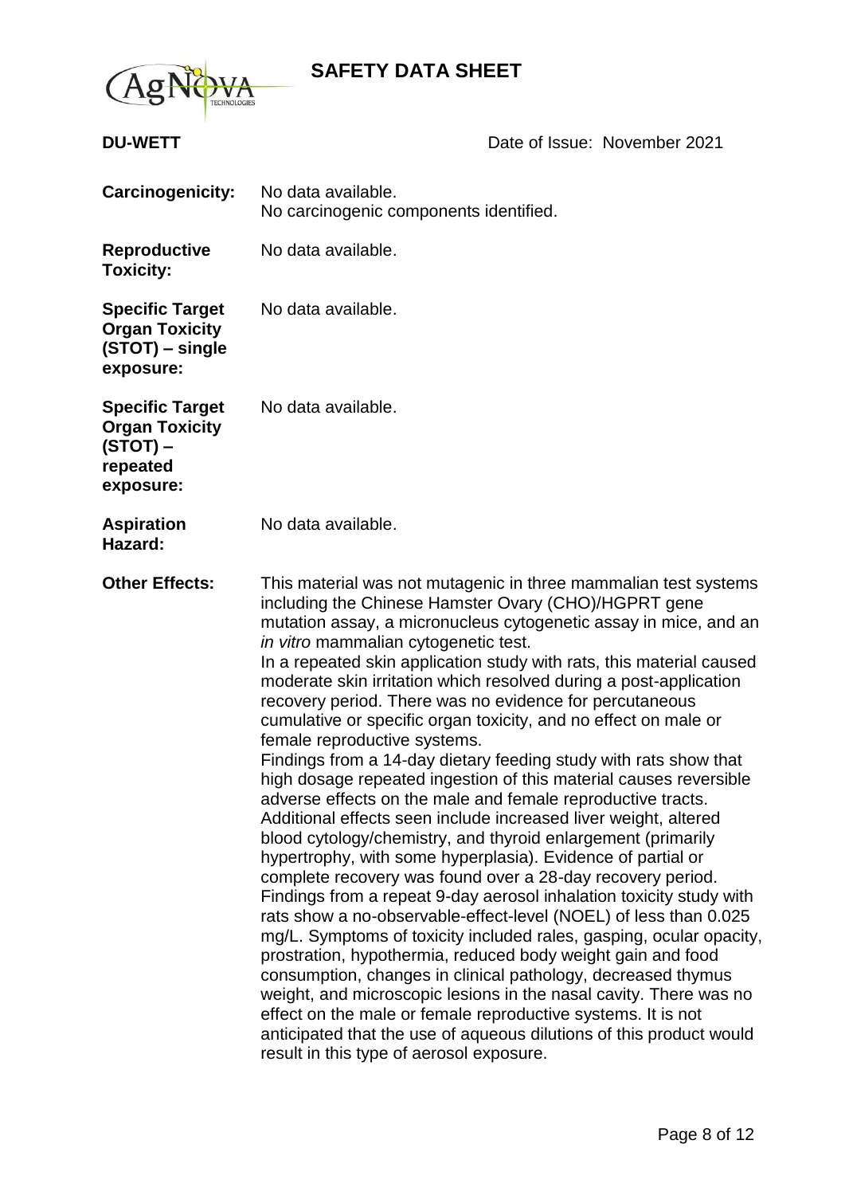**DU-WETT** Date of Issue: November 2021

**Carcinogenicity:** No data available.
No carcinogenic components identified.

**Reproductive Toxicity:** No data available.

**Specific Target Organ Toxicity (STOT) – single exposure:** No data available.

**Specific Target Organ Toxicity (STOT) – repeated exposure:** No data available.

**Aspiration Hazard:** No data available.

**Other Effects:** This material was not mutagenic in three mammalian test systems including the Chinese Hamster Ovary (CHO)/HGPRT gene mutation assay, a micronucleus cytogenetic assay in mice, and an *in vitro* mammalian cytogenetic test.
In a repeated skin application study with rats, this material caused moderate skin irritation which resolved during a post-application recovery period. There was no evidence for percutaneous cumulative or specific organ toxicity, and no effect on male or female reproductive systems.
Findings from a 14-day dietary feeding study with rats show that high dosage repeated ingestion of this material causes reversible adverse effects on the male and female reproductive tracts. Additional effects seen include increased liver weight, altered blood cytology/chemistry, and thyroid enlargement (primarily hypertrophy, with some hyperplasia). Evidence of partial or complete recovery was found over a 28-day recovery period.
Findings from a repeat 9-day aerosol inhalation toxicity study with rats show a no-observable-effect-level (NOEL) of less than 0.025 mg/L. Symptoms of toxicity included rales, gasping, ocular opacity, prostration, hypothermia, reduced body weight gain and food consumption, changes in clinical pathology, decreased thymus weight, and microscopic lesions in the nasal cavity. There was no effect on the male or female reproductive systems. It is not anticipated that the use of aqueous dilutions of this product would result in this type of aerosol exposure.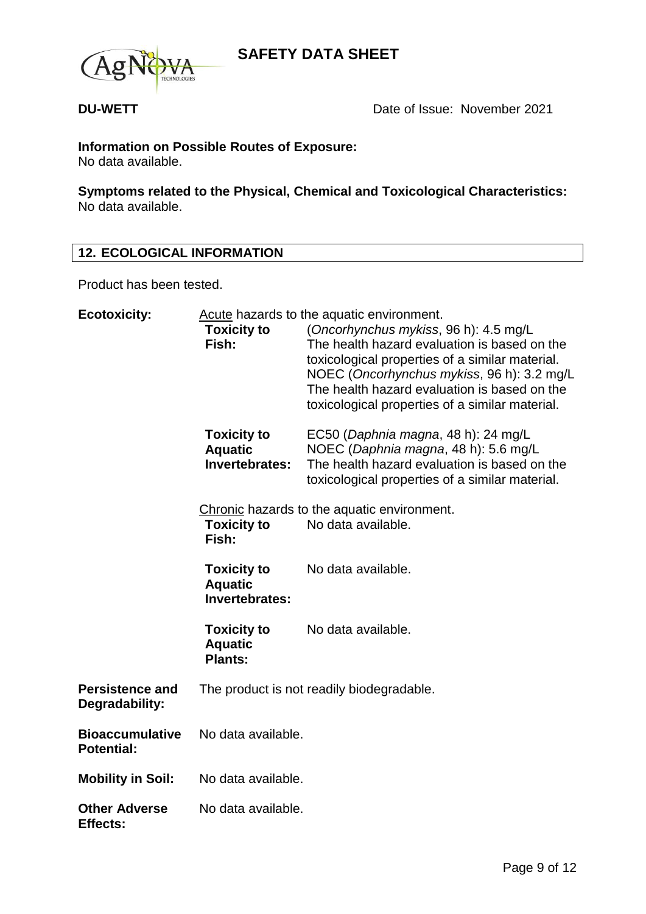**Information on Possible Routes of Exposure:**
No data available.

**Symptoms related to the Physical, Chemical and Toxicological Characteristics:**
No data available.

## 12. ECOLOGICAL INFORMATION

Product has been tested.

**Ecotoxicity:**

Acute hazards to the aquatic environment.

| | |
|---|---|
| **Toxicity to Fish:** | (*Oncorhynchus mykiss*, 96 h): 4.5 mg/L<br>The health hazard evaluation is based on the toxicological properties of a similar material.<br>NOEC (*Oncorhynchus mykiss*, 96 h): 3.2 mg/L<br>The health hazard evaluation is based on the toxicological properties of a similar material. |
| **Toxicity to Aquatic Invertebrates:** | EC50 (*Daphnia magna*, 48 h): 24 mg/L<br>NOEC (*Daphnia magna*, 48 h): 5.6 mg/L<br>The health hazard evaluation is based on the toxicological properties of a similar material. |

Chronic hazards to the aquatic environment.

| | |
|---|---|
| **Toxicity to Fish:** | No data available. |
| **Toxicity to Aquatic Invertebrates:** | No data available. |
| **Toxicity to Aquatic Plants:** | No data available. |

**Persistence and Degradability:** The product is not readily biodegradable.

**Bioaccumulative Potential:** No data available.

**Mobility in Soil:** No data available.

**Other Adverse Effects:** No data available.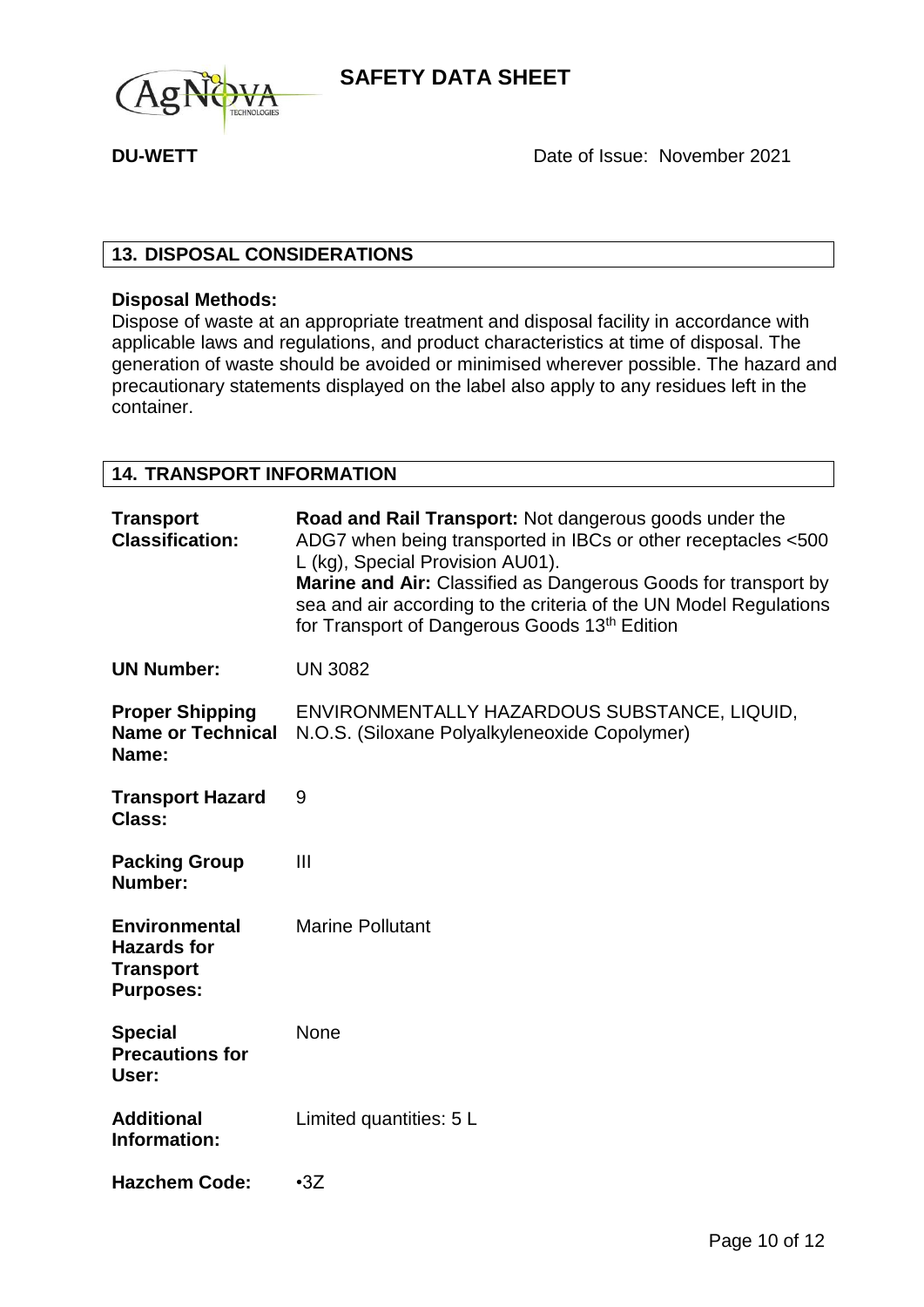## 13. DISPOSAL CONSIDERATIONS

**Disposal Methods:**
Dispose of waste at an appropriate treatment and disposal facility in accordance with applicable laws and regulations, and product characteristics at time of disposal. The generation of waste should be avoided or minimised wherever possible. The hazard and precautionary statements displayed on the label also apply to any residues left in the container.

## 14. TRANSPORT INFORMATION

| | |
|---|---|
| **Transport Classification:** | **Road and Rail Transport:** Not dangerous goods under the ADG7 when being transported in IBCs or other receptacles <500 L (kg), Special Provision AU01). **Marine and Air:** Classified as Dangerous Goods for transport by sea and air according to the criteria of the UN Model Regulations for Transport of Dangerous Goods 13th Edition |
| **UN Number:** | UN 3082 |
| **Proper Shipping Name or Technical Name:** | ENVIRONMENTALLY HAZARDOUS SUBSTANCE, LIQUID, N.O.S. (Siloxane Polyalkyleneoxide Copolymer) |
| **Transport Hazard Class:** | 9 |
| **Packing Group Number:** | III |
| **Environmental Hazards for Transport Purposes:** | Marine Pollutant |
| **Special Precautions for User:** | None |
| **Additional Information:** | Limited quantities: 5 L |
| **Hazchem Code:** | •3Z |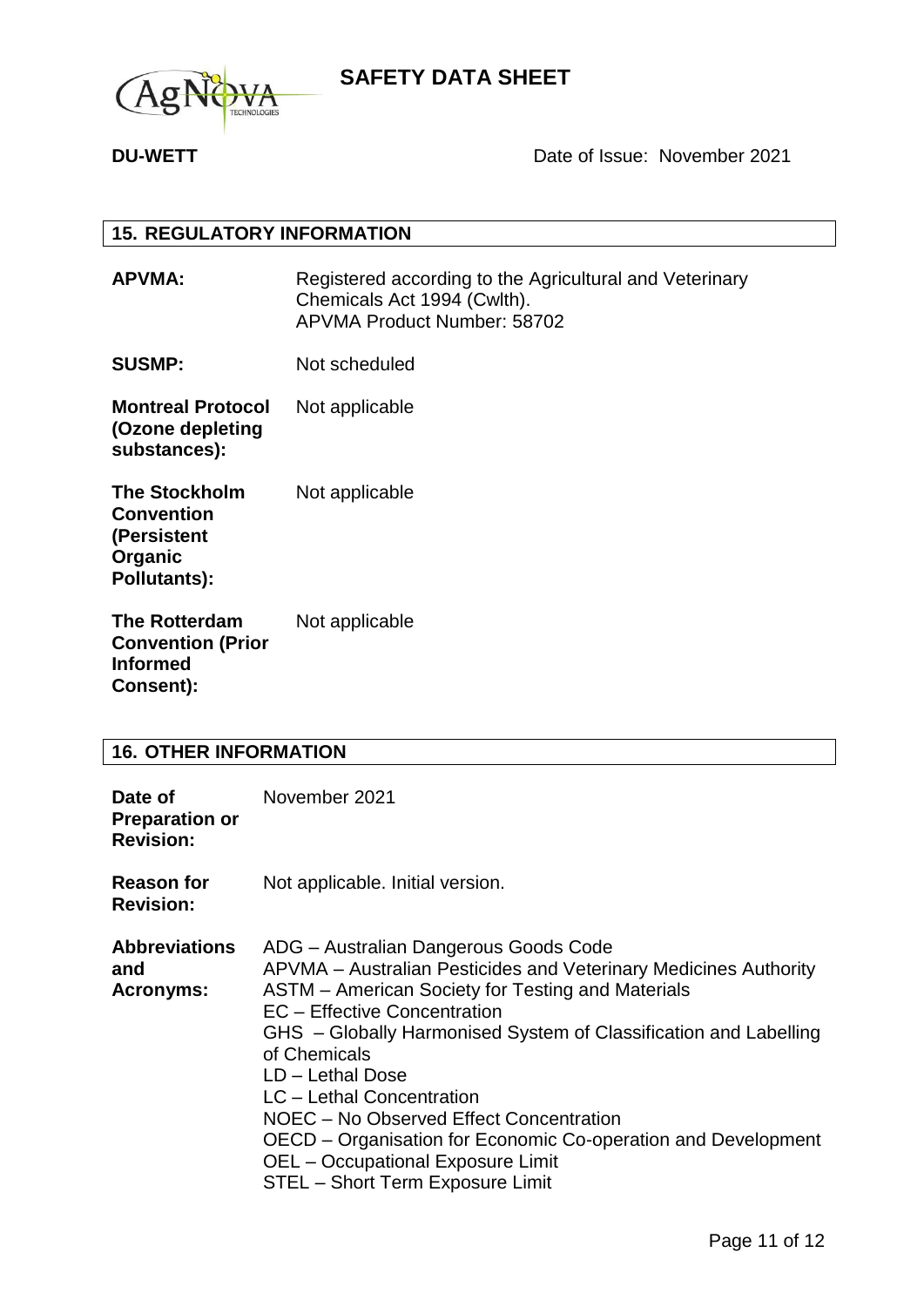## 15. REGULATORY INFORMATION

| | |
|---|---|
| **APVMA:** | Registered according to the Agricultural and Veterinary Chemicals Act 1994 (Cwlth). APVMA Product Number: 58702 |
| **SUSMP:** | Not scheduled |
| **Montreal Protocol (Ozone depleting substances):** | Not applicable |
| **The Stockholm Convention (Persistent Organic Pollutants):** | Not applicable |
| **The Rotterdam Convention (Prior Informed Consent):** | Not applicable |

## 16. OTHER INFORMATION

| | |
|---|---|
| **Date of Preparation or Revision:** | November 2021 |
| **Reason for Revision:** | Not applicable. Initial version. |
| **Abbreviations and Acronyms:** | ADG – Australian Dangerous Goods Code<br>APVMA – Australian Pesticides and Veterinary Medicines Authority<br>ASTM – American Society for Testing and Materials<br>EC – Effective Concentration<br>GHS – Globally Harmonised System of Classification and Labelling of Chemicals<br>LD – Lethal Dose<br>LC – Lethal Concentration<br>NOEC – No Observed Effect Concentration<br>OECD – Organisation for Economic Co-operation and Development<br>OEL – Occupational Exposure Limit<br>STEL – Short Term Exposure Limit |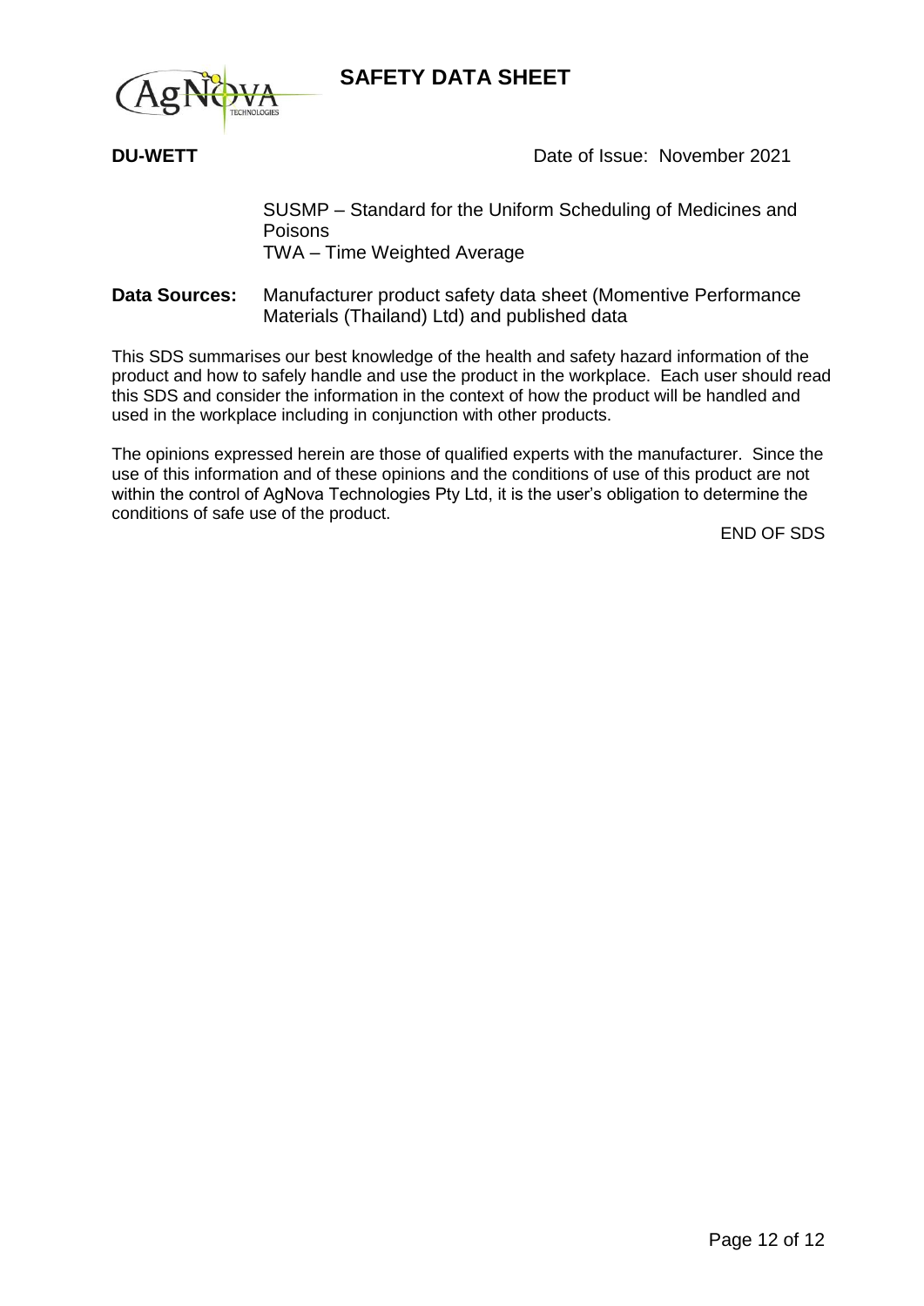SUSMP – Standard for the Uniform Scheduling of Medicines and Poisons
TWA – Time Weighted Average

**Data Sources:** Manufacturer product safety data sheet (Momentive Performance Materials (Thailand) Ltd) and published data

This SDS summarises our best knowledge of the health and safety hazard information of the product and how to safely handle and use the product in the workplace. Each user should read this SDS and consider the information in the context of how the product will be handled and used in the workplace including in conjunction with other products.

The opinions expressed herein are those of qualified experts with the manufacturer. Since the use of this information and of these opinions and the conditions of use of this product are not within the control of AgNova Technologies Pty Ltd, it is the user's obligation to determine the conditions of safe use of the product.

END OF SDS